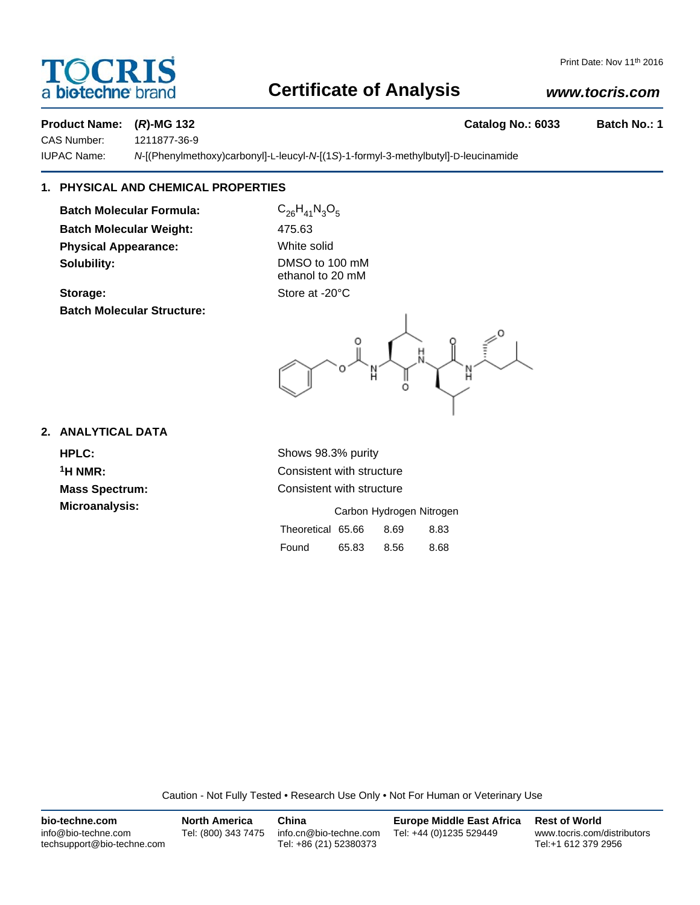# Certificate of Analysis

Print Date: Nov 11th 2016

www.tocris.com

**Product Name:** **(*R*)-MG 132** **Catalog No.: 6033** **Batch No.: 1**

CAS Number: 1211877-36-9

IUPAC Name: *N*-[(Phenylmethoxy)carbonyl]-L-leucyl-*N*-[(1*S*)-1-formyl-3-methylbutyl]-D-leucinamide

## 1. PHYSICAL AND CHEMICAL PROPERTIES

**Batch Molecular Formula:** $C_{26}H_{41}N_3O_5$

**Batch Molecular Weight:** 475.63

**Physical Appearance:** White solid

**Solubility:** DMSO to 100 mM
ethanol to 20 mM

**Storage:** Store at -20°C

**Batch Molecular Structure:**

## 2. ANALYTICAL DATA

**HPLC:** Shows 98.3% purity

**$^1$H NMR:** Consistent with structure

**Mass Spectrum:** Consistent with structure

**Microanalysis:**

| | Carbon | Hydrogen | Nitrogen |
|---|---|---|---|
| Theoretical | 65.66 | 8.69 | 8.83 |
| Found | 65.83 | 8.56 | 8.68 |

Caution - Not Fully Tested • Research Use Only • Not For Human or Veterinary Use

**bio-techne.com**
info@bio-techne.com
techsupport@bio-techne.com

**North America**
Tel: (800) 343 7475

**China**
info.cn@bio-techne.com
Tel: +86 (21) 52380373

**Europe Middle East Africa**
Tel: +44 (0)1235 529449

**Rest of World**
www.tocris.com/distributors
Tel:+1 612 379 2956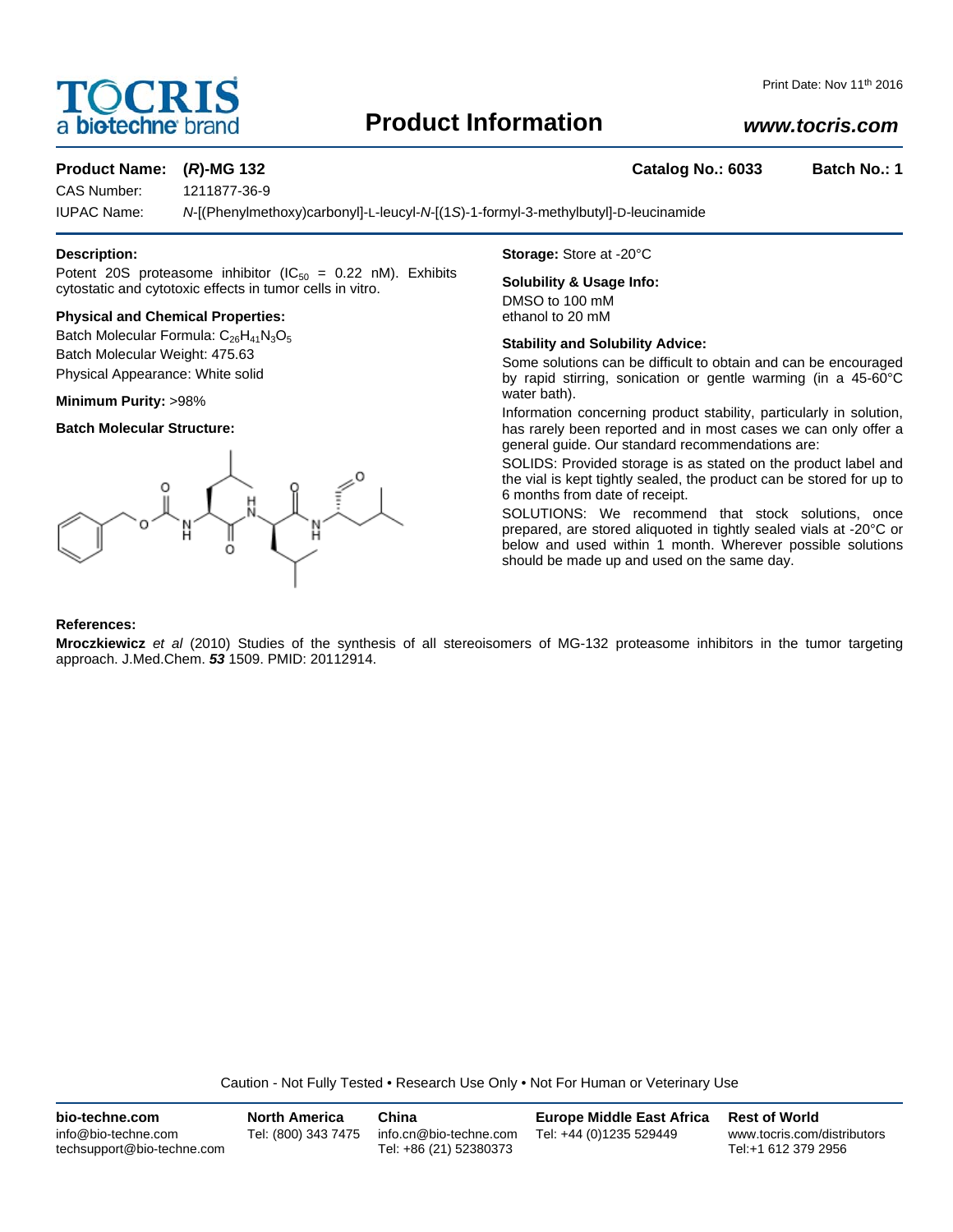# Product Information

Print Date: Nov 11th 2016

www.tocris.com

**Product Name: (*R*)-MG 132** **Catalog No.: 6033** **Batch No.: 1**

CAS Number: 1211877-36-9

IUPAC Name: *N*-[(Phenylmethoxy)carbonyl]-L-leucyl-*N*-[(1*S*)-1-formyl-3-methylbutyl]-D-leucinamide

**Description:**

Potent 20S proteasome inhibitor ($IC_{50}$ = 0.22 nM). Exhibits cytostatic and cytotoxic effects in tumor cells in vitro.

**Physical and Chemical Properties:**

Batch Molecular Formula: $C_{26}H_{41}N_3O_5$

Batch Molecular Weight: 475.63

Physical Appearance: White solid

**Minimum Purity:** >98%

**Batch Molecular Structure:**

**Storage:** Store at -20°C

**Solubility & Usage Info:**

DMSO to 100 mM
ethanol to 20 mM

**Stability and Solubility Advice:**

Some solutions can be difficult to obtain and can be encouraged by rapid stirring, sonication or gentle warming (in a 45-60°C water bath).

Information concerning product stability, particularly in solution, has rarely been reported and in most cases we can only offer a general guide. Our standard recommendations are:

SOLIDS: Provided storage is as stated on the product label and the vial is kept tightly sealed, the product can be stored for up to 6 months from date of receipt.

SOLUTIONS: We recommend that stock solutions, once prepared, are stored aliquoted in tightly sealed vials at -20°C or below and used within 1 month. Wherever possible solutions should be made up and used on the same day.

**References:**

**Mroczkiewicz** *et al* (2010) Studies of the synthesis of all stereoisomers of MG-132 proteasome inhibitors in the tumor targeting approach. J.Med.Chem. ***53*** 1509. PMID: 20112914.

Caution - Not Fully Tested • Research Use Only • Not For Human or Veterinary Use

**bio-techne.com**
info@bio-techne.com
techsupport@bio-techne.com

**North America**
Tel: (800) 343 7475

**China**
info.cn@bio-techne.com
Tel: +86 (21) 52380373

**Europe Middle East Africa**
Tel: +44 (0)1235 529449

**Rest of World**
www.tocris.com/distributors
Tel:+1 612 379 2956